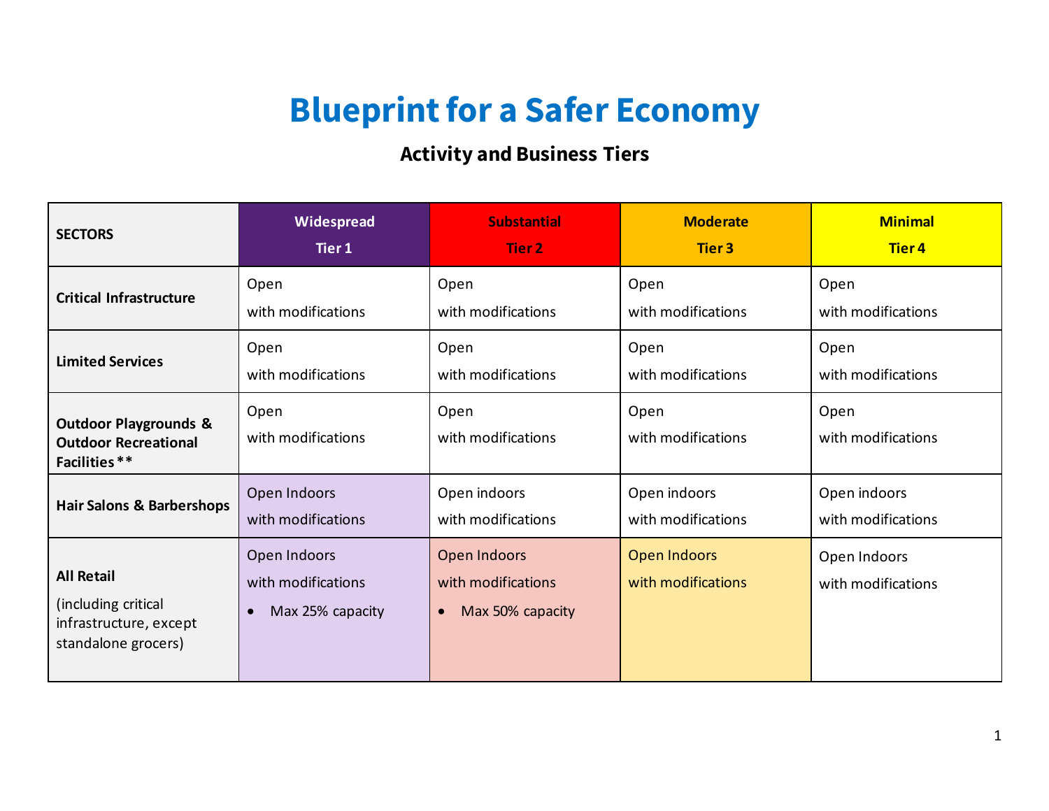# Blueprint for a Safer Economy

## Activity and Business Tiers

| SECTORS | Widespread Tier 1 | Substantial Tier 2 | Moderate Tier 3 | Minimal Tier 4 |
|---|---|---|---|---|
| **Critical Infrastructure** | Open with modifications | Open with modifications | Open with modifications | Open with modifications |
| **Limited Services** | Open with modifications | Open with modifications | Open with modifications | Open with modifications |
| **Outdoor Playgrounds & Outdoor Recreational Facilities \*\*** | Open with modifications | Open with modifications | Open with modifications | Open with modifications |
| **Hair Salons & Barbershops** | Open Indoors with modifications | Open indoors with modifications | Open indoors with modifications | Open indoors with modifications |
| **All Retail** (including critical infrastructure, except standalone grocers) | Open Indoors with modifications <br>• Max 25% capacity | Open Indoors with modifications <br>• Max 50% capacity | Open Indoors with modifications | Open Indoors with modifications |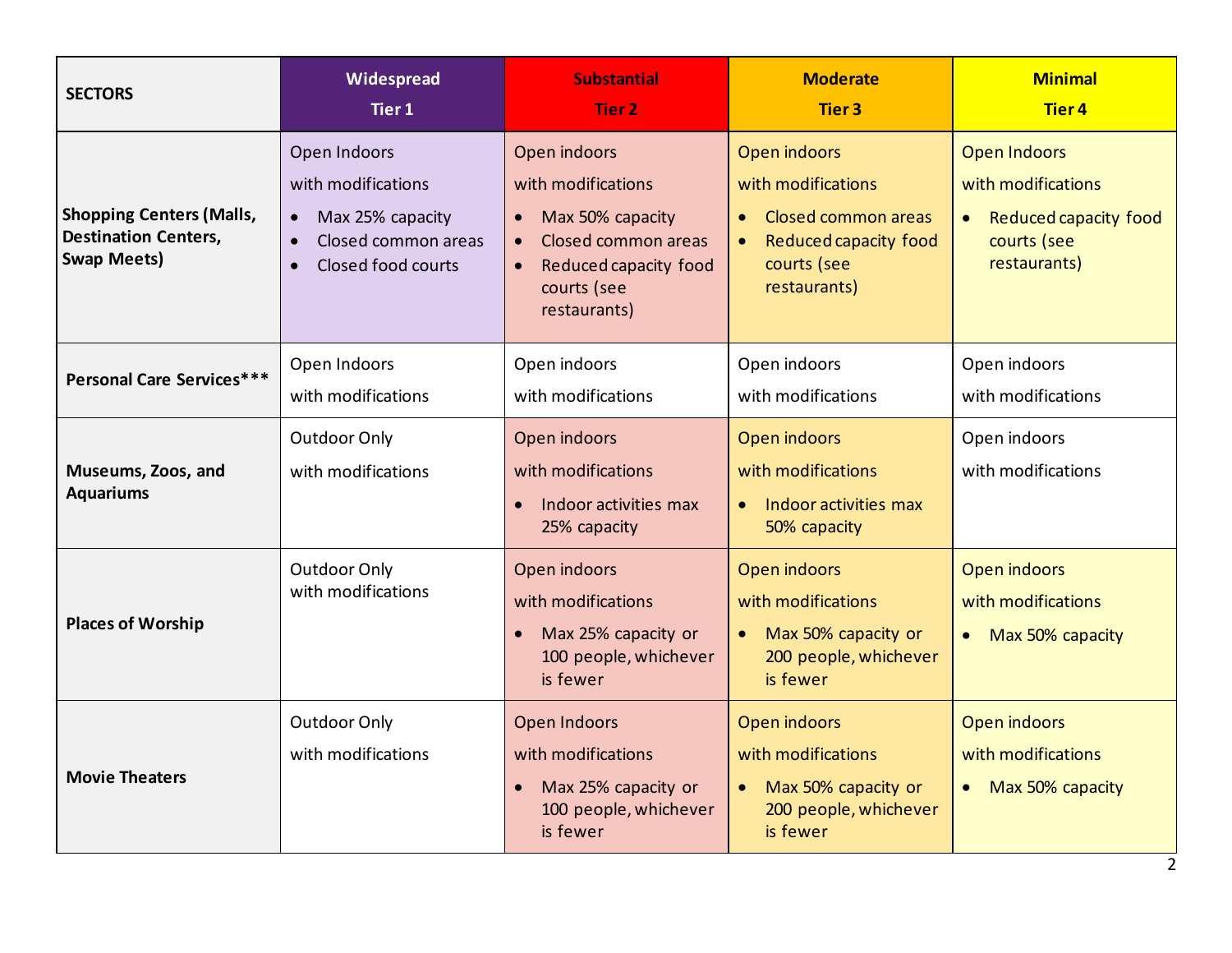| SECTORS | Widespread<br>Tier 1 | Substantial<br>Tier 2 | Moderate<br>Tier 3 | Minimal<br>Tier 4 |
|---|---|---|---|---|
| **Shopping Centers (Malls, Destination Centers, Swap Meets)** | Open Indoors<br>with modifications<br>• Max 25% capacity<br>• Closed common areas<br>• Closed food courts | Open indoors<br>with modifications<br>• Max 50% capacity<br>• Closed common areas<br>• Reduced capacity food courts (see restaurants) | Open indoors<br>with modifications<br>• Closed common areas<br>• Reduced capacity food courts (see restaurants) | Open Indoors<br>with modifications<br>• Reduced capacity food courts (see restaurants) |
| **Personal Care Services*** ** | Open Indoors<br>with modifications | Open indoors<br>with modifications | Open indoors<br>with modifications | Open indoors<br>with modifications |
| **Museums, Zoos, and Aquariums** | Outdoor Only<br>with modifications | Open indoors<br>with modifications<br>• Indoor activities max 25% capacity | Open indoors<br>with modifications<br>• Indoor activities max 50% capacity | Open indoors<br>with modifications |
| **Places of Worship** | Outdoor Only<br>with modifications | Open indoors<br>with modifications<br>• Max 25% capacity or 100 people, whichever is fewer | Open indoors<br>with modifications<br>• Max 50% capacity or 200 people, whichever is fewer | Open indoors<br>with modifications<br>• Max 50% capacity |
| **Movie Theaters** | Outdoor Only<br>with modifications | Open Indoors<br>with modifications<br>• Max 25% capacity or 100 people, whichever is fewer | Open indoors<br>with modifications<br>• Max 50% capacity or 200 people, whichever is fewer | Open indoors<br>with modifications<br>• Max 50% capacity |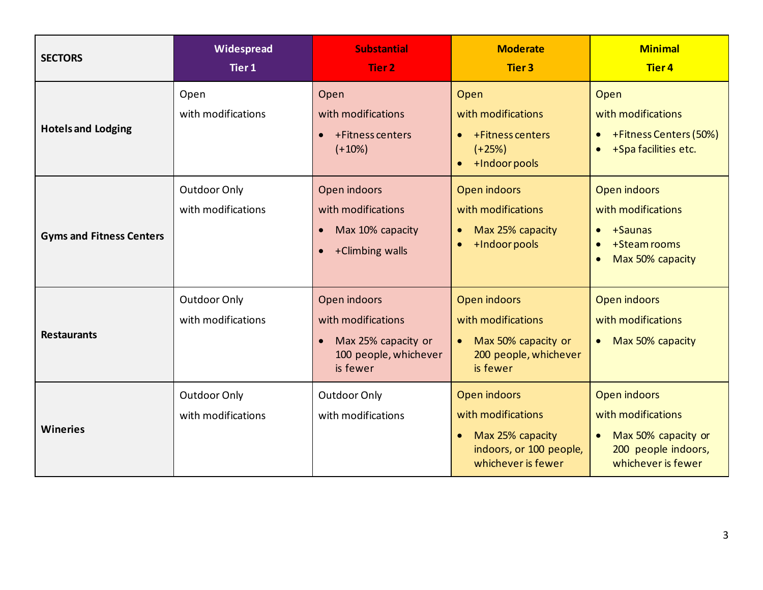| SECTORS | Widespread Tier 1 | Substantial Tier 2 | Moderate Tier 3 | Minimal Tier 4 |
|---|---|---|---|---|
| **Hotels and Lodging** | Open with modifications | Open with modifications<br>• +Fitness centers (+10%) | Open with modifications<br>• +Fitness centers (+25%)<br>• +Indoor pools | Open with modifications<br>• +Fitness Centers (50%)<br>• +Spa facilities etc. |
| **Gyms and Fitness Centers** | Outdoor Only with modifications | Open indoors with modifications<br>• Max 10% capacity<br>• +Climbing walls | Open indoors with modifications<br>• Max 25% capacity<br>• +Indoor pools | Open indoors with modifications<br>• +Saunas<br>• +Steam rooms<br>• Max 50% capacity |
| **Restaurants** | Outdoor Only with modifications | Open indoors with modifications<br>• Max 25% capacity or 100 people, whichever is fewer | Open indoors with modifications<br>• Max 50% capacity or 200 people, whichever is fewer | Open indoors with modifications<br>• Max 50% capacity |
| **Wineries** | Outdoor Only with modifications | Outdoor Only with modifications | Open indoors with modifications<br>• Max 25% capacity indoors, or 100 people, whichever is fewer | Open indoors with modifications<br>• Max 50% capacity or 200 people indoors, whichever is fewer |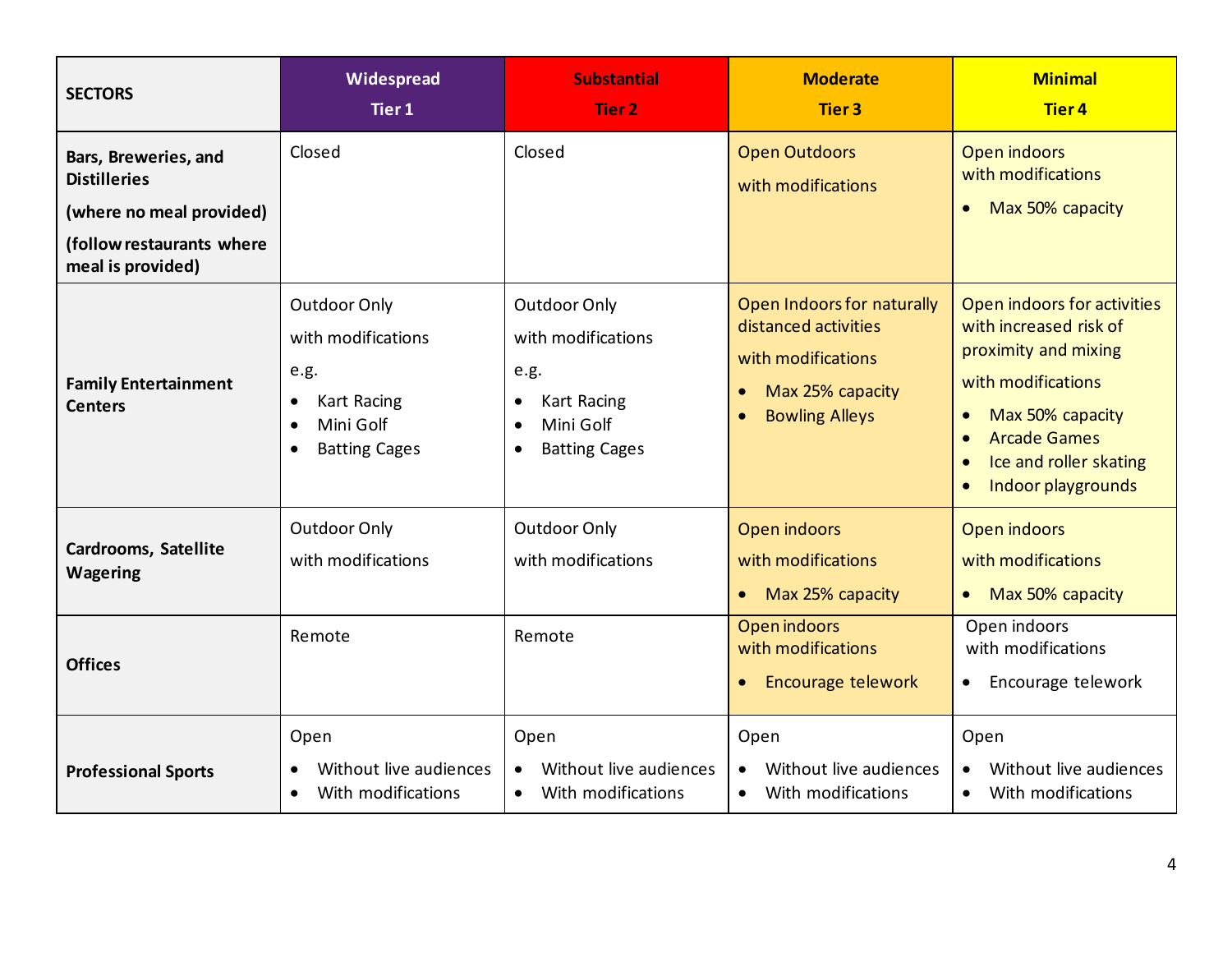| SECTORS | Widespread<br>Tier 1 | Substantial<br>Tier 2 | Moderate<br>Tier 3 | Minimal<br>Tier 4 |
|---|---|---|---|---|
| **Bars, Breweries, and Distilleries**<br>**(where no meal provided)**<br>**(follow restaurants where meal is provided)** | Closed | Closed | Open Outdoors<br>with modifications | Open indoors<br>with modifications<br>• Max 50% capacity |
| **Family Entertainment Centers** | Outdoor Only<br>with modifications<br>e.g.<br>• Kart Racing<br>• Mini Golf<br>• Batting Cages | Outdoor Only<br>with modifications<br>e.g.<br>• Kart Racing<br>• Mini Golf<br>• Batting Cages | Open Indoors for naturally distanced activities<br>with modifications<br>• Max 25% capacity<br>• Bowling Alleys | Open indoors for activities with increased risk of proximity and mixing<br>with modifications<br>• Max 50% capacity<br>• Arcade Games<br>• Ice and roller skating<br>• Indoor playgrounds |
| **Cardrooms, Satellite Wagering** | Outdoor Only<br>with modifications | Outdoor Only<br>with modifications | Open indoors<br>with modifications<br>• Max 25% capacity | Open indoors<br>with modifications<br>• Max 50% capacity |
| **Offices** | Remote | Remote | Open indoors<br>with modifications<br>• Encourage telework | Open indoors<br>with modifications<br>• Encourage telework |
| **Professional Sports** | Open<br>• Without live audiences<br>• With modifications | Open<br>• Without live audiences<br>• With modifications | Open<br>• Without live audiences<br>• With modifications | Open<br>• Without live audiences<br>• With modifications |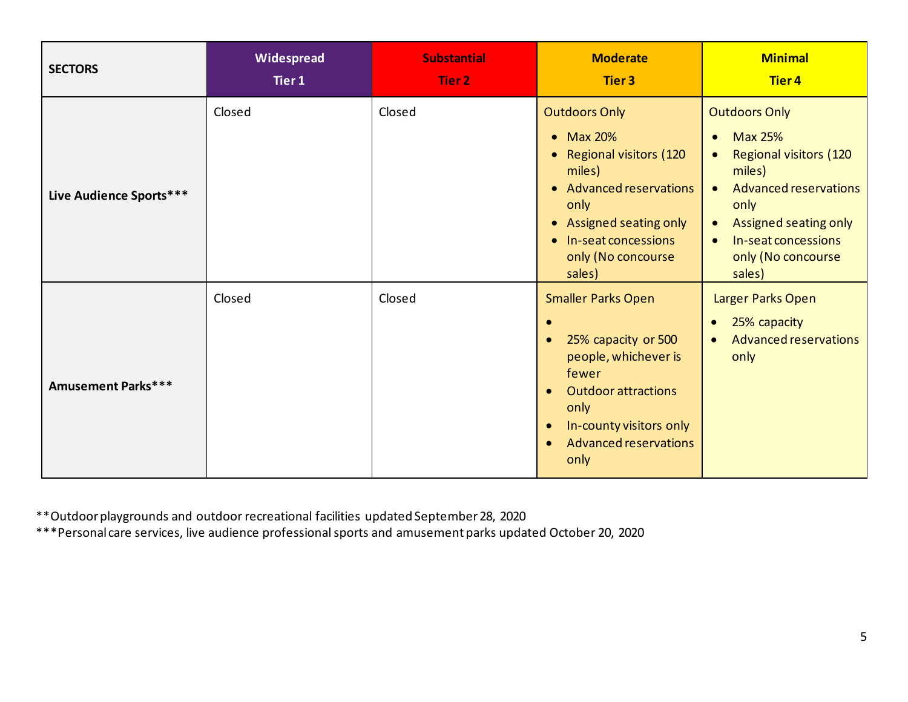| SECTORS | Widespread Tier 1 | Substantial Tier 2 | Moderate Tier 3 | Minimal Tier 4 |
| --- | --- | --- | --- | --- |
| **Live Audience Sports*** ** | Closed | Closed | Outdoors Only<br>• Max 20%<br>• Regional visitors (120 miles)<br>• Advanced reservations only<br>• Assigned seating only<br>• In-seat concessions only (No concourse sales) | Outdoors Only<br>• Max 25%<br>• Regional visitors (120 miles)<br>• Advanced reservations only<br>• Assigned seating only<br>• In-seat concessions only (No concourse sales) |
| **Amusement Parks*** ** | Closed | Closed | Smaller Parks Open<br>•<br>• 25% capacity or 500 people, whichever is fewer<br>• Outdoor attractions only<br>• In-county visitors only<br>• Advanced reservations only | Larger Parks Open<br>• 25% capacity<br>• Advanced reservations only |

**Outdoor playgrounds and outdoor recreational facilities updated September 28, 2020

***Personal care services, live audience professional sports and amusement parks updated October 20, 2020